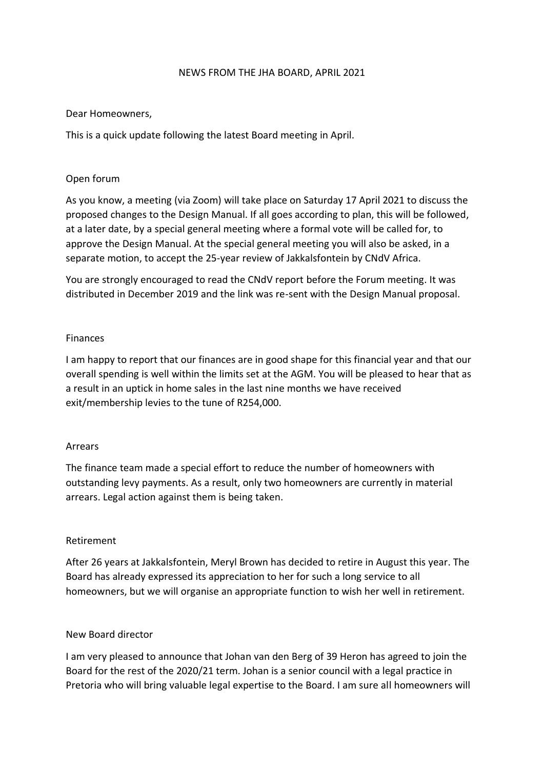# NEWS FROM THE JHA BOARD, APRIL 2021

Dear Homeowners,

This is a quick update following the latest Board meeting in April.

## Open forum

As you know, a meeting (via Zoom) will take place on Saturday 17 April 2021 to discuss the proposed changes to the Design Manual. If all goes according to plan, this will be followed, at a later date, by a special general meeting where a formal vote will be called for, to approve the Design Manual. At the special general meeting you will also be asked, in a separate motion, to accept the 25-year review of Jakkalsfontein by CNdV Africa.

You are strongly encouraged to read the CNdV report before the Forum meeting. It was distributed in December 2019 and the link was re-sent with the Design Manual proposal.

## Finances

I am happy to report that our finances are in good shape for this financial year and that our overall spending is well within the limits set at the AGM. You will be pleased to hear that as a result in an uptick in home sales in the last nine months we have received exit/membership levies to the tune of R254,000.

## Arrears

The finance team made a special effort to reduce the number of homeowners with outstanding levy payments. As a result, only two homeowners are currently in material arrears. Legal action against them is being taken.

## Retirement

After 26 years at Jakkalsfontein, Meryl Brown has decided to retire in August this year. The Board has already expressed its appreciation to her for such a long service to all homeowners, but we will organise an appropriate function to wish her well in retirement.

## New Board director

I am very pleased to announce that Johan van den Berg of 39 Heron has agreed to join the Board for the rest of the 2020/21 term. Johan is a senior council with a legal practice in Pretoria who will bring valuable legal expertise to the Board. I am sure all homeowners will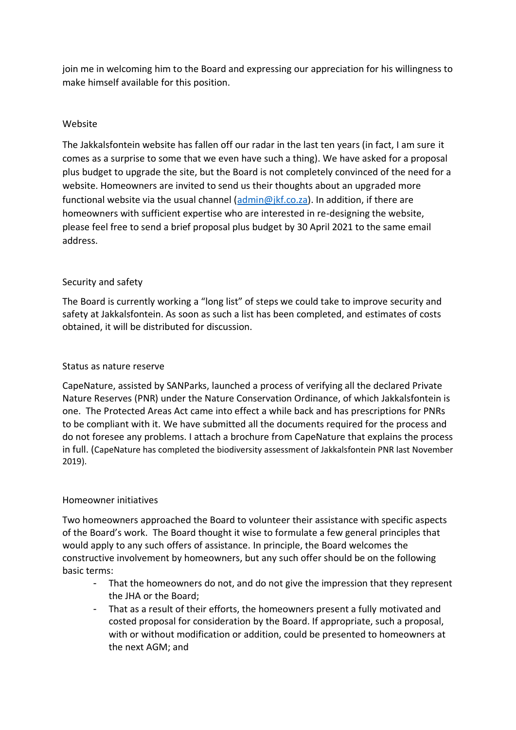join me in welcoming him to the Board and expressing our appreciation for his willingness to make himself available for this position.

## Website

The Jakkalsfontein website has fallen off our radar in the last ten years (in fact, I am sure it comes as a surprise to some that we even have such a thing). We have asked for a proposal plus budget to upgrade the site, but the Board is not completely convinced of the need for a website. Homeowners are invited to send us their thoughts about an upgraded more functional website via the usual channel (admin@jkf.co.za). In addition, if there are homeowners with sufficient expertise who are interested in re-designing the website, please feel free to send a brief proposal plus budget by 30 April 2021 to the same email address.

## Security and safety

The Board is currently working a "long list" of steps we could take to improve security and safety at Jakkalsfontein. As soon as such a list has been completed, and estimates of costs obtained, it will be distributed for discussion.

## Status as nature reserve

CapeNature, assisted by SANParks, launched a process of verifying all the declared Private Nature Reserves (PNR) under the Nature Conservation Ordinance, of which Jakkalsfontein is one. The Protected Areas Act came into effect a while back and has prescriptions for PNRs to be compliant with it. We have submitted all the documents required for the process and do not foresee any problems. I attach a brochure from CapeNature that explains the process in full. (CapeNature has completed the biodiversity assessment of Jakkalsfontein PNR last November 2019).

## Homeowner initiatives

Two homeowners approached the Board to volunteer their assistance with specific aspects of the Board's work. The Board thought it wise to formulate a few general principles that would apply to any such offers of assistance. In principle, the Board welcomes the constructive involvement by homeowners, but any such offer should be on the following basic terms:

- That the homeowners do not, and do not give the impression that they represent the JHA or the Board;
- That as a result of their efforts, the homeowners present a fully motivated and costed proposal for consideration by the Board. If appropriate, such a proposal, with or without modification or addition, could be presented to homeowners at the next AGM; and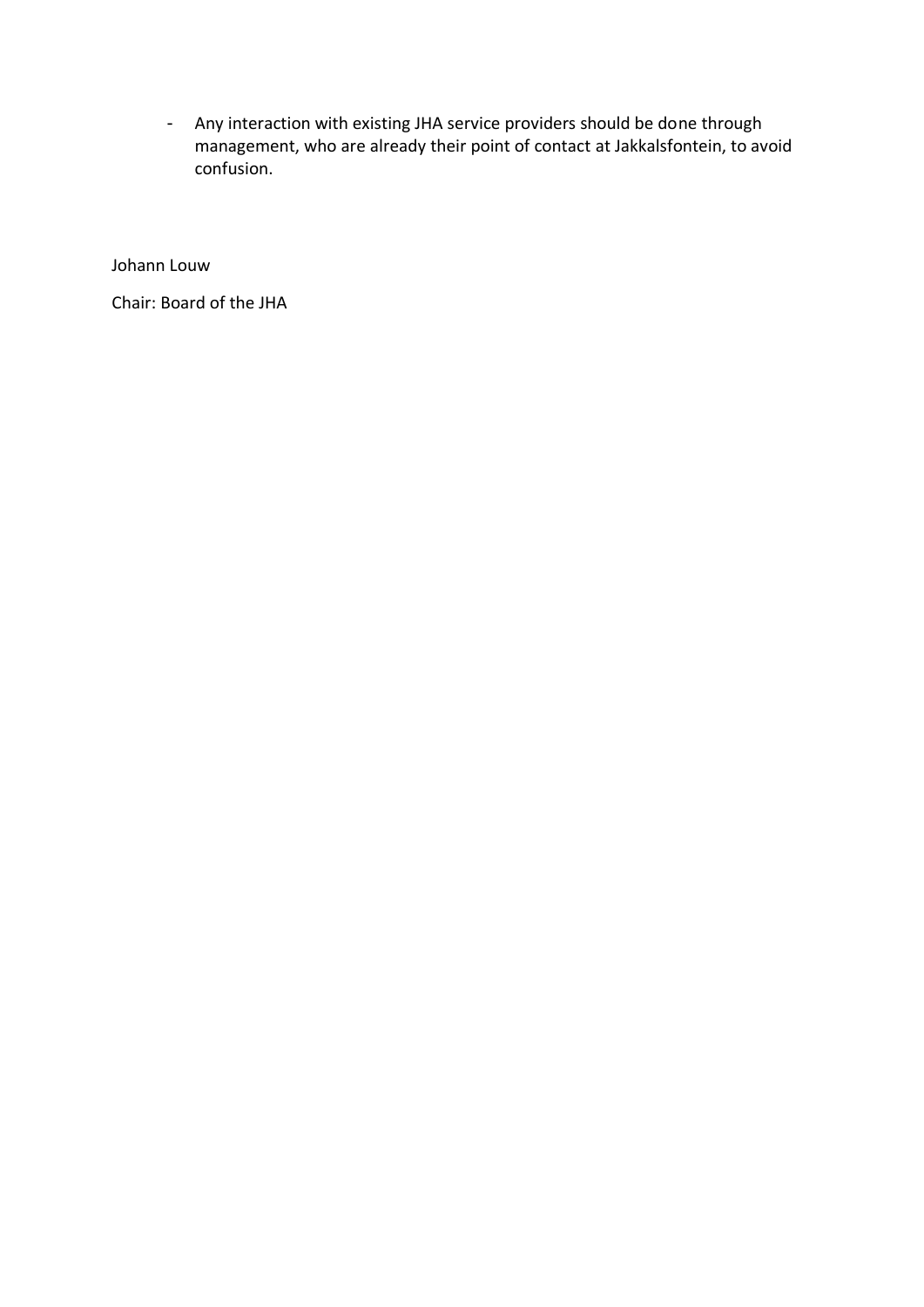- Any interaction with existing JHA service providers should be done through management, who are already their point of contact at Jakkalsfontein, to avoid confusion.

Johann Louw

Chair: Board of the JHA